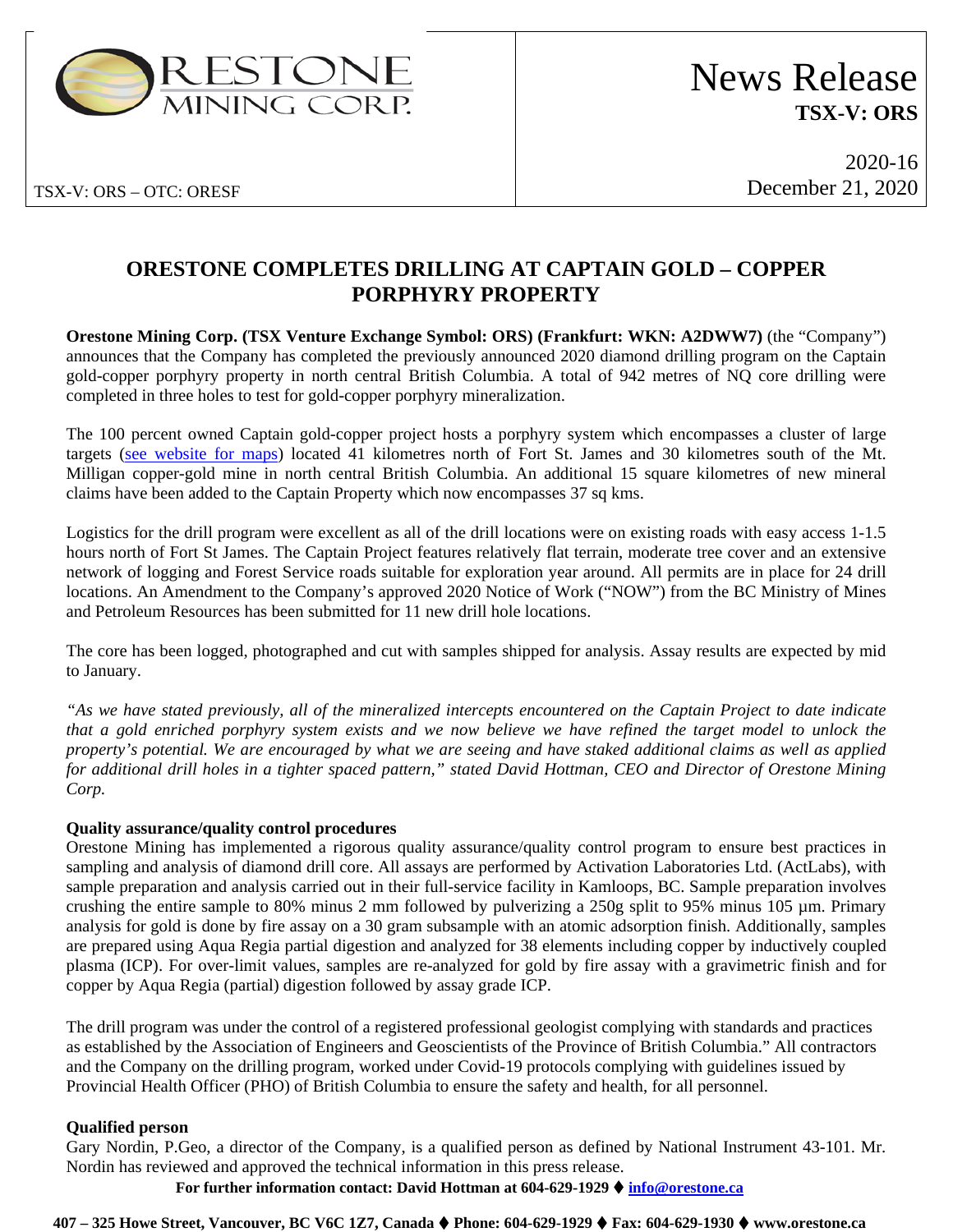# News Release
**TSX-V: ORS**

TSX-V: ORS – OTC: ORESF

2020-16
December 21, 2020

## ORESTONE COMPLETES DRILLING AT CAPTAIN GOLD – COPPER PORPHYRY PROPERTY

**Orestone Mining Corp. (TSX Venture Exchange Symbol: ORS) (Frankfurt: WKN: A2DWW7)** (the "Company") announces that the Company has completed the previously announced 2020 diamond drilling program on the Captain gold-copper porphyry property in north central British Columbia. A total of 942 metres of NQ core drilling were completed in three holes to test for gold-copper porphyry mineralization.

The 100 percent owned Captain gold-copper project hosts a porphyry system which encompasses a cluster of large targets (see website for maps) located 41 kilometres north of Fort St. James and 30 kilometres south of the Mt. Milligan copper-gold mine in north central British Columbia. An additional 15 square kilometres of new mineral claims have been added to the Captain Property which now encompasses 37 sq kms.

Logistics for the drill program were excellent as all of the drill locations were on existing roads with easy access 1-1.5 hours north of Fort St James. The Captain Project features relatively flat terrain, moderate tree cover and an extensive network of logging and Forest Service roads suitable for exploration year around. All permits are in place for 24 drill locations. An Amendment to the Company's approved 2020 Notice of Work ("NOW") from the BC Ministry of Mines and Petroleum Resources has been submitted for 11 new drill hole locations.

The core has been logged, photographed and cut with samples shipped for analysis. Assay results are expected by mid to January.

*"As we have stated previously, all of the mineralized intercepts encountered on the Captain Project to date indicate that a gold enriched porphyry system exists and we now believe we have refined the target model to unlock the property's potential. We are encouraged by what we are seeing and have staked additional claims as well as applied for additional drill holes in a tighter spaced pattern," stated David Hottman, CEO and Director of Orestone Mining Corp.*

**Quality assurance/quality control procedures**

Orestone Mining has implemented a rigorous quality assurance/quality control program to ensure best practices in sampling and analysis of diamond drill core. All assays are performed by Activation Laboratories Ltd. (ActLabs), with sample preparation and analysis carried out in their full-service facility in Kamloops, BC. Sample preparation involves crushing the entire sample to 80% minus 2 mm followed by pulverizing a 250g split to 95% minus 105 µm. Primary analysis for gold is done by fire assay on a 30 gram subsample with an atomic adsorption finish. Additionally, samples are prepared using Aqua Regia partial digestion and analyzed for 38 elements including copper by inductively coupled plasma (ICP). For over-limit values, samples are re-analyzed for gold by fire assay with a gravimetric finish and for copper by Aqua Regia (partial) digestion followed by assay grade ICP.

The drill program was under the control of a registered professional geologist complying with standards and practices as established by the Association of Engineers and Geoscientists of the Province of British Columbia." All contractors and the Company on the drilling program, worked under Covid-19 protocols complying with guidelines issued by Provincial Health Officer (PHO) of British Columbia to ensure the safety and health, for all personnel.

**Qualified person**

Gary Nordin, P.Geo, a director of the Company, is a qualified person as defined by National Instrument 43-101. Mr. Nordin has reviewed and approved the technical information in this press release.

**For further information contact: David Hottman at 604-629-1929 ♦ info@orestone.ca**

**407 – 325 Howe Street, Vancouver, BC V6C 1Z7, Canada ♦ Phone: 604-629-1929 ♦ Fax: 604-629-1930 ♦ www.orestone.ca**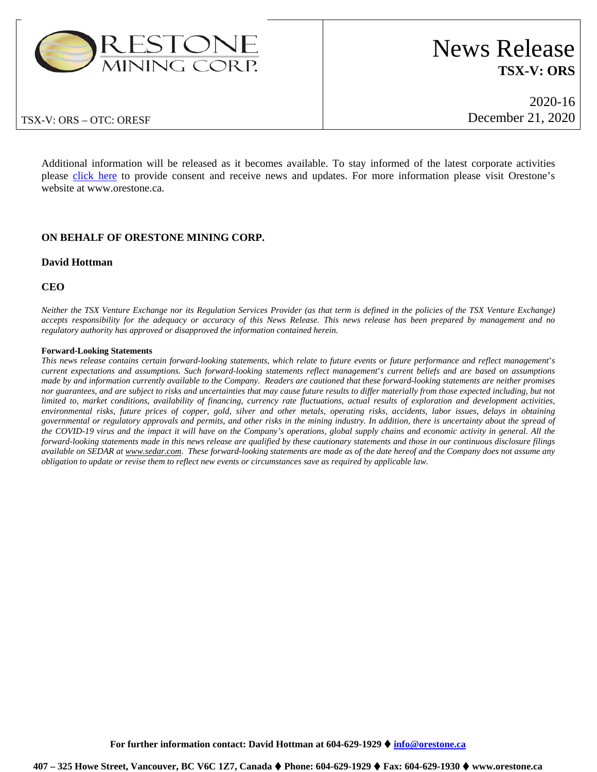Additional information will be released as it becomes available. To stay informed of the latest corporate activities please click here to provide consent and receive news and updates. For more information please visit Orestone's website at www.orestone.ca.

**ON BEHALF OF ORESTONE MINING CORP.**

**David Hottman**

**CEO**

*Neither the TSX Venture Exchange nor its Regulation Services Provider (as that term is defined in the policies of the TSX Venture Exchange) accepts responsibility for the adequacy or accuracy of this News Release. This news release has been prepared by management and no regulatory authority has approved or disapproved the information contained herein.*

**Forward-Looking Statements**

*This news release contains certain forward-looking statements, which relate to future events or future performance and reflect management's current expectations and assumptions. Such forward-looking statements reflect management's current beliefs and are based on assumptions made by and information currently available to the Company. Readers are cautioned that these forward-looking statements are neither promises nor guarantees, and are subject to risks and uncertainties that may cause future results to differ materially from those expected including, but not limited to, market conditions, availability of financing, currency rate fluctuations, actual results of exploration and development activities, environmental risks, future prices of copper, gold, silver and other metals, operating risks, accidents, labor issues, delays in obtaining governmental or regulatory approvals and permits, and other risks in the mining industry. In addition, there is uncertainty about the spread of the COVID-19 virus and the impact it will have on the Company's operations, global supply chains and economic activity in general. All the forward-looking statements made in this news release are qualified by these cautionary statements and those in our continuous disclosure filings available on SEDAR at www.sedar.com. These forward-looking statements are made as of the date hereof and the Company does not assume any obligation to update or revise them to reflect new events or circumstances save as required by applicable law.*

**For further information contact: David Hottman at 604-629-1929 ♦ info@orestone.ca**

**407 – 325 Howe Street, Vancouver, BC V6C 1Z7, Canada ♦ Phone: 604-629-1929 ♦ Fax: 604-629-1930 ♦ www.orestone.ca**